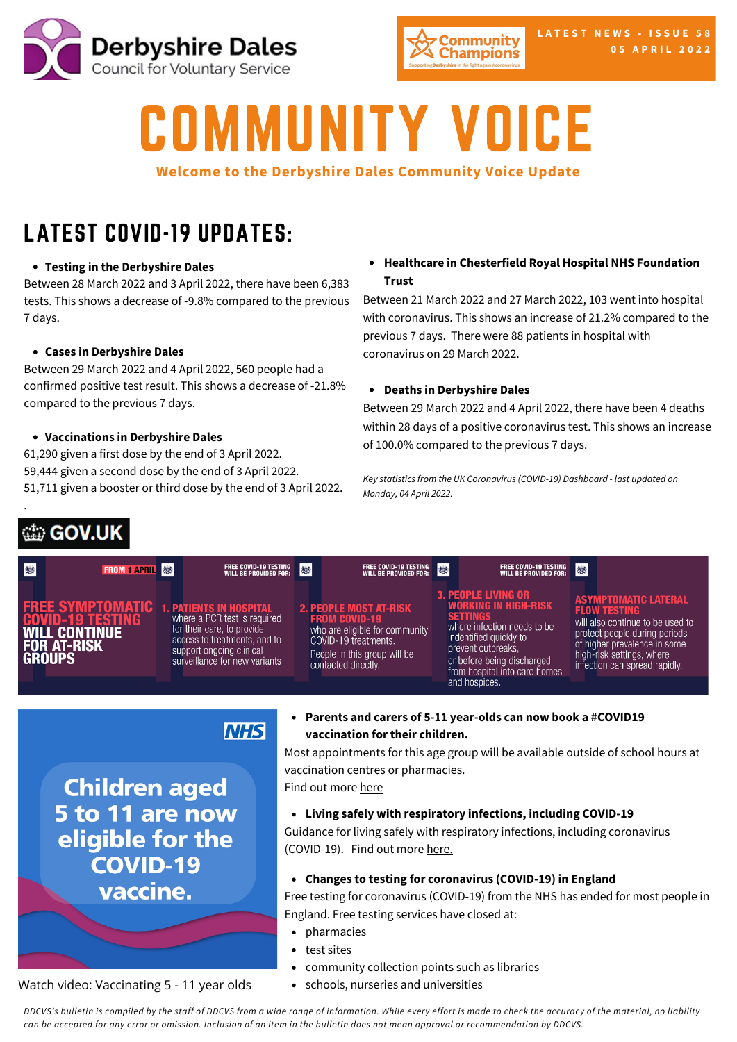Derbyshire Dales Council for Voluntary Service

Community Champions — Supporting Derbyshire in the fight against coronavirus

LATEST NEWS - ISSUE 58
05 APRIL 2022

# COMMUNITY VOICE

**Welcome to the Derbyshire Dales Community Voice Update**

## LATEST COVID-19 UPDATES:

- **Testing in the Derbyshire Dales**

Between 28 March 2022 and 3 April 2022, there have been 6,383 tests. This shows a decrease of -9.8% compared to the previous 7 days.

- **Cases in Derbyshire Dales**

Between 29 March 2022 and 4 April 2022, 560 people had a confirmed positive test result. This shows a decrease of -21.8% compared to the previous 7 days.

- **Vaccinations in Derbyshire Dales**

61,290 given a first dose by the end of 3 April 2022.
59,444 given a second dose by the end of 3 April 2022.
51,711 given a booster or third dose by the end of 3 April 2022.

- **Healthcare in Chesterfield Royal Hospital NHS Foundation Trust**

Between 21 March 2022 and 27 March 2022, 103 went into hospital with coronavirus. This shows an increase of 21.2% compared to the previous 7 days. There were 88 patients in hospital with coronavirus on 29 March 2022.

- **Deaths in Derbyshire Dales**

Between 29 March 2022 and 4 April 2022, there have been 4 deaths within 28 days of a positive coronavirus test. This shows an increase of 100.0% compared to the previous 7 days.

*Key statistics from the UK Coronavirus (COVID-19) Dashboard - last updated on Monday, 04 April 2022.*

GOV.UK

FROM 1 APRIL

**FREE SYMPTOMATIC COVID-19 TESTING WILL CONTINUE FOR AT-RISK GROUPS**

FREE COVID-19 TESTING WILL BE PROVIDED FOR:

1. **PATIENTS IN HOSPITAL** where a PCR test is required for their care, to provide access to treatments, and to support ongoing clinical surveillance for new variants
2. **PEOPLE MOST AT-RISK FROM COVID-19** who are eligible for community COVID-19 treatments. People in this group will be contacted directly.
3. **PEOPLE LIVING OR WORKING IN HIGH-RISK SETTINGS** where infection needs to be indentified quickly to prevent outbreaks, or before being discharged from hospital into care homes and hospices.

**ASYMPTOMATIC LATERAL FLOW TESTING** will also continue to be used to protect people during periods of higher prevalence in some high-risk settings, where infection can spread rapidly.

NHS

**Children aged 5 to 11 are now eligible for the COVID-19 vaccine.**

Watch video: Vaccinating 5 - 11 year olds

- **Parents and carers of 5-11 year-olds can now book a #COVID19 vaccination for their children.**

Most appointments for this age group will be available outside of school hours at vaccination centres or pharmacies.
Find out more here

- **Living safely with respiratory infections, including COVID-19**

Guidance for living safely with respiratory infections, including coronavirus (COVID-19). Find out more here.

- **Changes to testing for coronavirus (COVID-19) in England**

Free testing for coronavirus (COVID-19) from the NHS has ended for most people in England. Free testing services have closed at:

- pharmacies
- test sites
- community collection points such as libraries
- schools, nurseries and universities

*DDCVS's bulletin is compiled by the staff of DDCVS from a wide range of information. While every effort is made to check the accuracy of the material, no liability can be accepted for any error or omission. Inclusion of an item in the bulletin does not mean approval or recommendation by DDCVS.*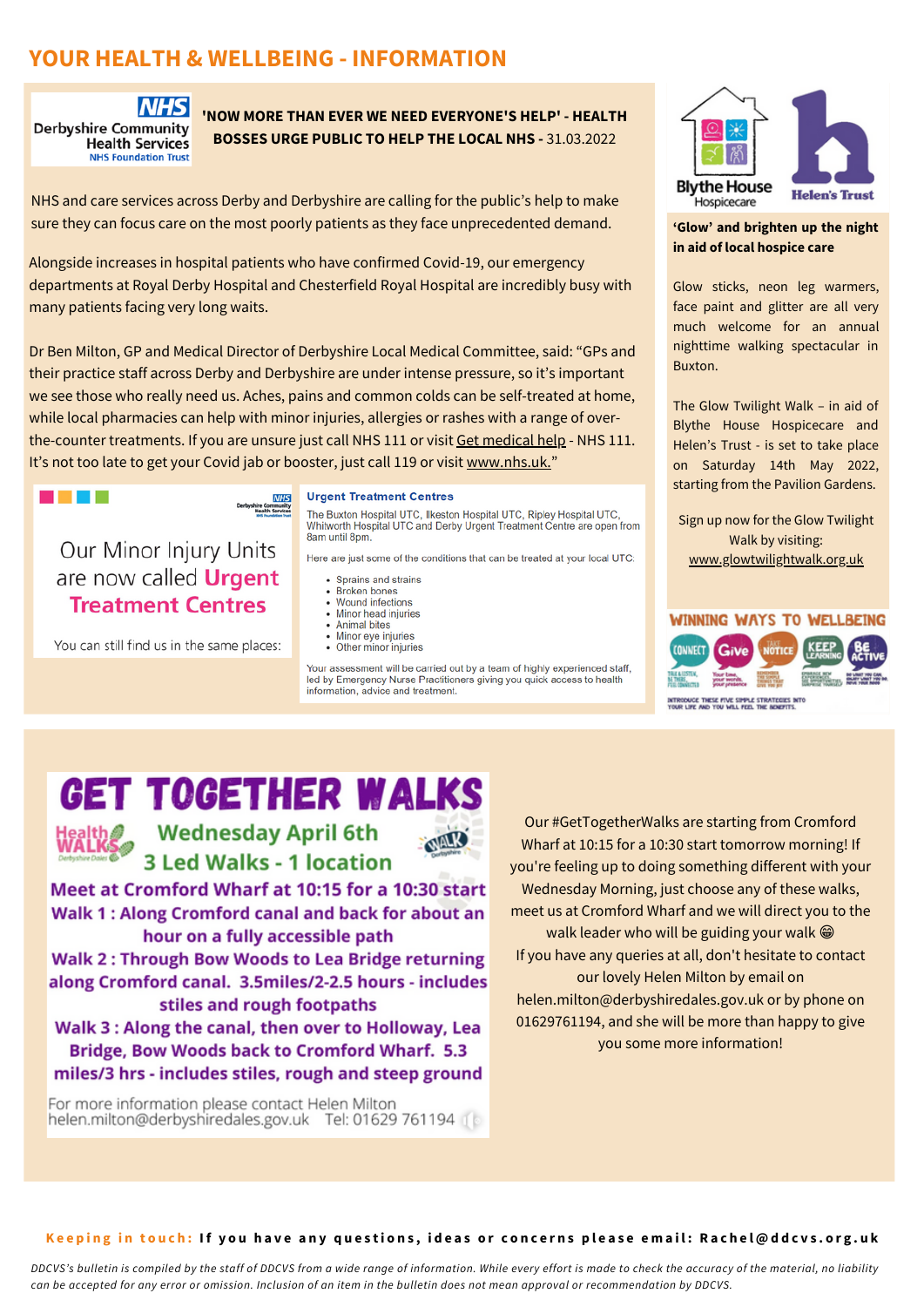# YOUR HEALTH & WELLBEING - INFORMATION

NHS Derbyshire Community Health Services NHS Foundation Trust

**'NOW MORE THAN EVER WE NEED EVERYONE'S HELP' - HEALTH BOSSES URGE PUBLIC TO HELP THE LOCAL NHS -** 31.03.2022

NHS and care services across Derby and Derbyshire are calling for the public's help to make sure they can focus care on the most poorly patients as they face unprecedented demand.

Alongside increases in hospital patients who have confirmed Covid-19, our emergency departments at Royal Derby Hospital and Chesterfield Royal Hospital are incredibly busy with many patients facing very long waits.

Dr Ben Milton, GP and Medical Director of Derbyshire Local Medical Committee, said: "GPs and their practice staff across Derby and Derbyshire are under intense pressure, so it's important we see those who really need us. Aches, pains and common colds can be self-treated at home, while local pharmacies can help with minor injuries, allergies or rashes with a range of over-the-counter treatments. If you are unsure just call NHS 111 or visit Get medical help - NHS 111. It's not too late to get your Covid jab or booster, just call 119 or visit www.nhs.uk."

Our Minor Injury Units are now called **Urgent Treatment Centres**

You can still find us in the same places:

**Urgent Treatment Centres**

The Buxton Hospital UTC, Ilkeston Hospital UTC, Ripley Hospital UTC, Whitworth Hospital UTC and Derby Urgent Treatment Centre are open from 8am until 8pm.

Here are just some of the conditions that can be treated at your local UTC.

- Sprains and strains
- Broken bones
- Wound infections
- Minor head injuries
- Animal bites
- Minor eye injuries
- Other minor injuries

Your assessment will be carried out by a team of highly experienced staff, led by Emergency Nurse Practitioners giving you quick access to health information, advice and treatment.

Blythe House Hospicecare | Helen's Trust

**'Glow' and brighten up the night in aid of local hospice care**

Glow sticks, neon leg warmers, face paint and glitter are all very much welcome for an annual nighttime walking spectacular in Buxton.

The Glow Twilight Walk – in aid of Blythe House Hospicecare and Helen's Trust - is set to take place on Saturday 14th May 2022, starting from the Pavilion Gardens.

Sign up now for the Glow Twilight Walk by visiting: www.glowtwilightwalk.org.uk

**WINNING WAYS TO WELLBEING**

CONNECT | Give | TAKE NOTICE | KEEP LEARNING | BE ACTIVE

INTRODUCE THESE FIVE SIMPLE STRATEGIES INTO YOUR LIFE AND YOU WILL FEEL THE BENEFITS.

## GET TOGETHER WALKS

Health WALKS Derbyshire Dales

**Wednesday April 6th**

**3 Led Walks - 1 location**

**Meet at Cromford Wharf at 10:15 for a 10:30 start**

**Walk 1 : Along Cromford canal and back for about an hour on a fully accessible path**

**Walk 2 : Through Bow Woods to Lea Bridge returning along Cromford canal. 3.5miles/2-2.5 hours - includes stiles and rough footpaths**

**Walk 3 : Along the canal, then over to Holloway, Lea Bridge, Bow Woods back to Cromford Wharf. 5.3 miles/3 hrs - includes stiles, rough and steep ground**

For more information please contact Helen Milton
helen.milton@derbyshiredales.gov.uk Tel: 01629 761194

Our #GetTogetherWalks are starting from Cromford Wharf at 10:15 for a 10:30 start tomorrow morning! If you're feeling up to doing something different with your Wednesday Morning, just choose any of these walks, meet us at Cromford Wharf and we will direct you to the walk leader who will be guiding your walk 😁
If you have any queries at all, don't hesitate to contact our lovely Helen Milton by email on helen.milton@derbyshiredales.gov.uk or by phone on 01629761194, and she will be more than happy to give you some more information!

**Keeping in touch: If you have any questions, ideas or concerns please email: Rachel@ddcvs.org.uk**

*DDCVS's bulletin is compiled by the staff of DDCVS from a wide range of information. While every effort is made to check the accuracy of the material, no liability can be accepted for any error or omission. Inclusion of an item in the bulletin does not mean approval or recommendation by DDCVS.*